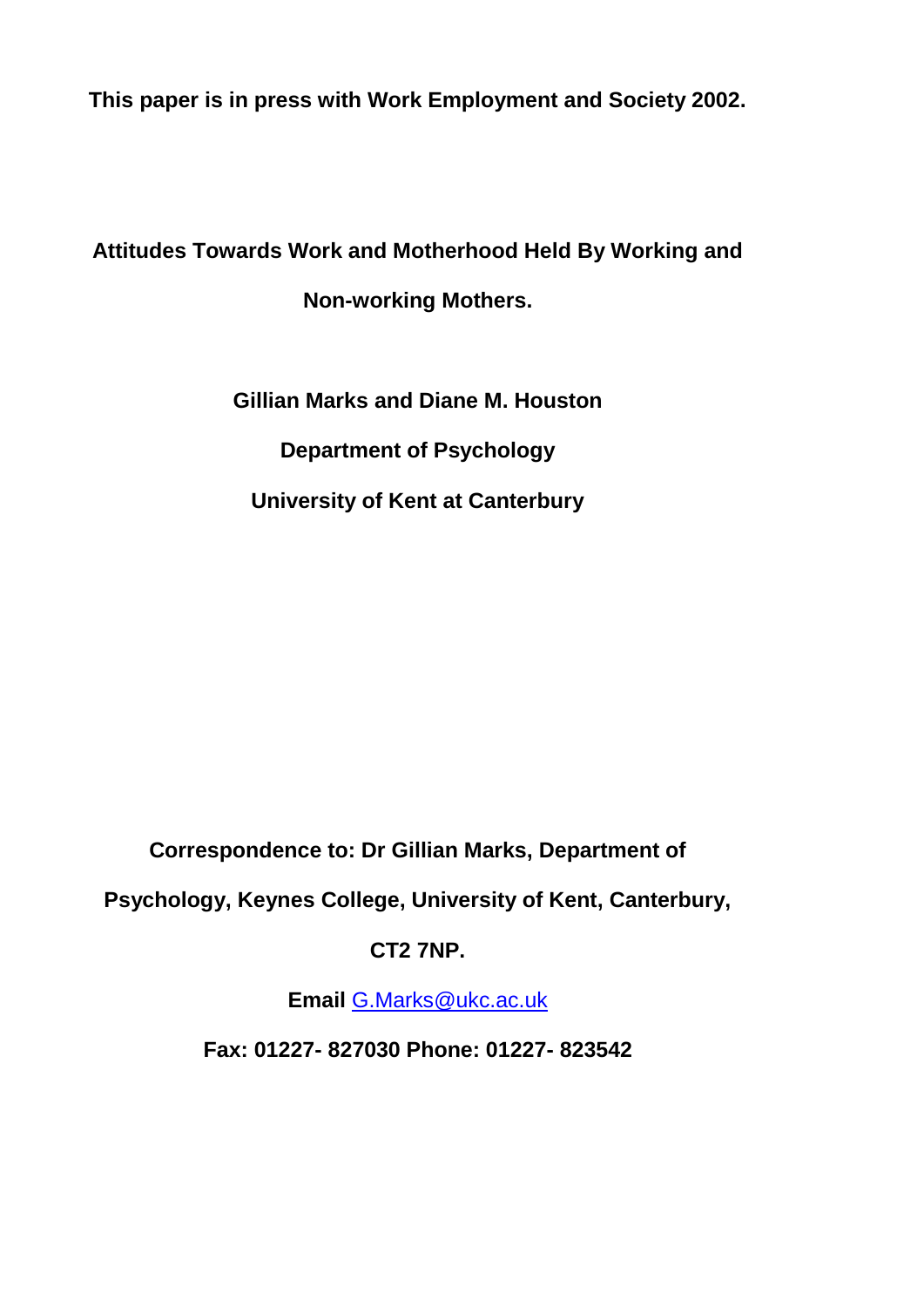**This paper is in press with Work Employment and Society 2002.**

# Attitudes Towards Work and Motherhood Held By Working and Non-working Mothers.

**Gillian Marks and Diane M. Houston**

**Department of Psychology**

**University of Kent at Canterbury**

**Correspondence to: Dr Gillian Marks, Department of Psychology, Keynes College, University of Kent, Canterbury, CT2 7NP.**

**Email** G.Marks@ukc.ac.uk

**Fax: 01227- 827030 Phone: 01227- 823542**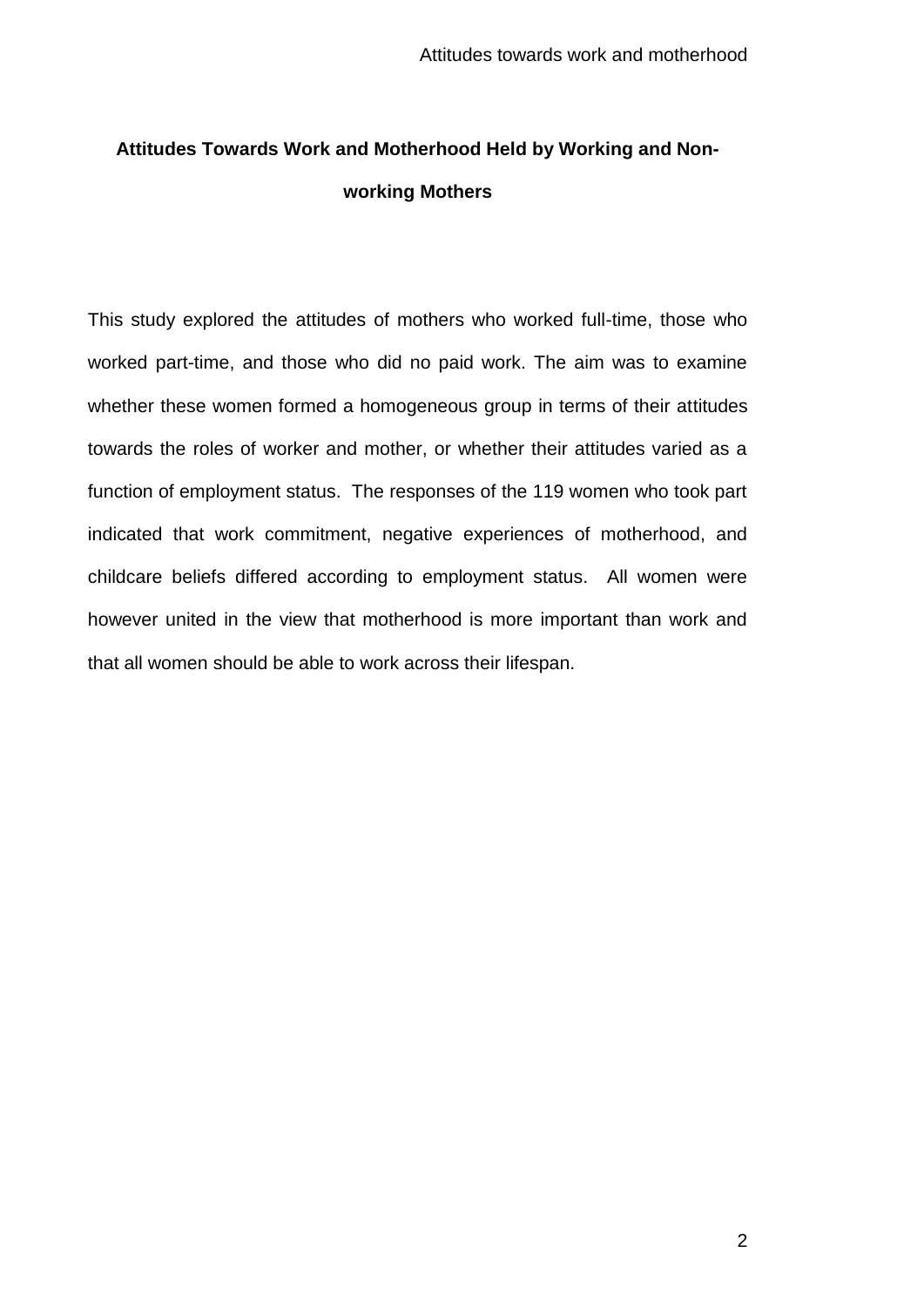# Attitudes Towards Work and Motherhood Held by Working and Non-working Mothers

This study explored the attitudes of mothers who worked full-time, those who worked part-time, and those who did no paid work. The aim was to examine whether these women formed a homogeneous group in terms of their attitudes towards the roles of worker and mother, or whether their attitudes varied as a function of employment status. The responses of the 119 women who took part indicated that work commitment, negative experiences of motherhood, and childcare beliefs differed according to employment status. All women were however united in the view that motherhood is more important than work and that all women should be able to work across their lifespan.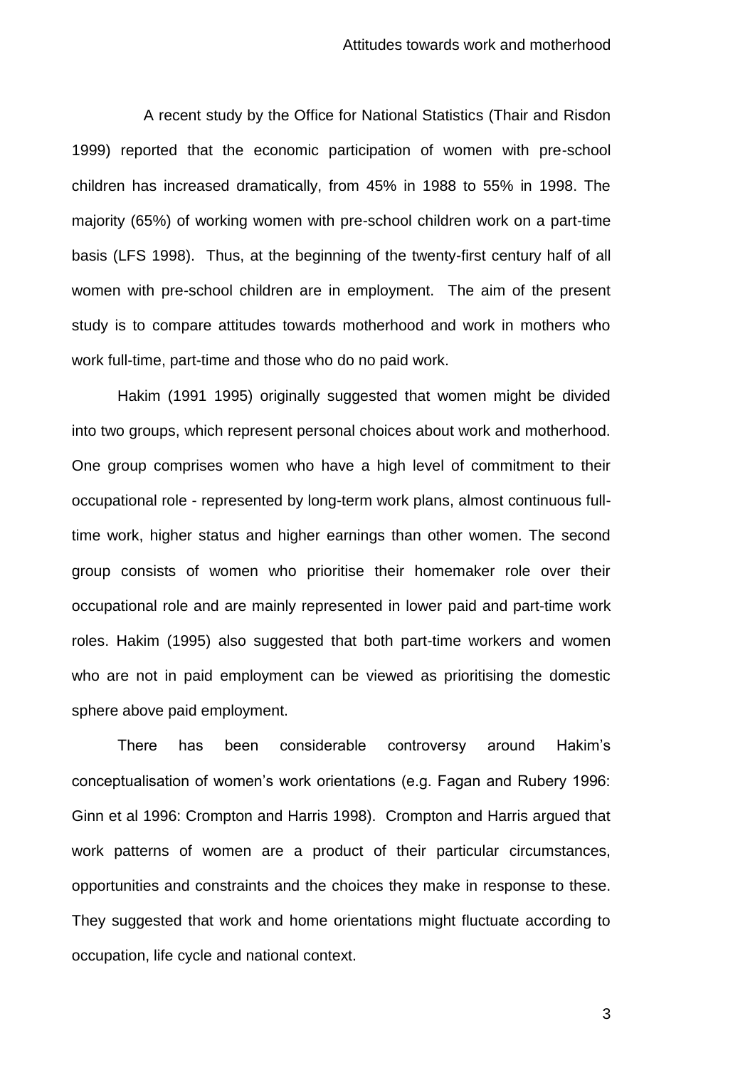A recent study by the Office for National Statistics (Thair and Risdon 1999) reported that the economic participation of women with pre-school children has increased dramatically, from 45% in 1988 to 55% in 1998. The majority (65%) of working women with pre-school children work on a part-time basis (LFS 1998). Thus, at the beginning of the twenty-first century half of all women with pre-school children are in employment. The aim of the present study is to compare attitudes towards motherhood and work in mothers who work full-time, part-time and those who do no paid work.

Hakim (1991 1995) originally suggested that women might be divided into two groups, which represent personal choices about work and motherhood. One group comprises women who have a high level of commitment to their occupational role - represented by long-term work plans, almost continuous full-time work, higher status and higher earnings than other women. The second group consists of women who prioritise their homemaker role over their occupational role and are mainly represented in lower paid and part-time work roles. Hakim (1995) also suggested that both part-time workers and women who are not in paid employment can be viewed as prioritising the domestic sphere above paid employment.

There has been considerable controversy around Hakim's conceptualisation of women's work orientations (e.g. Fagan and Rubery 1996: Ginn et al 1996: Crompton and Harris 1998). Crompton and Harris argued that work patterns of women are a product of their particular circumstances, opportunities and constraints and the choices they make in response to these. They suggested that work and home orientations might fluctuate according to occupation, life cycle and national context.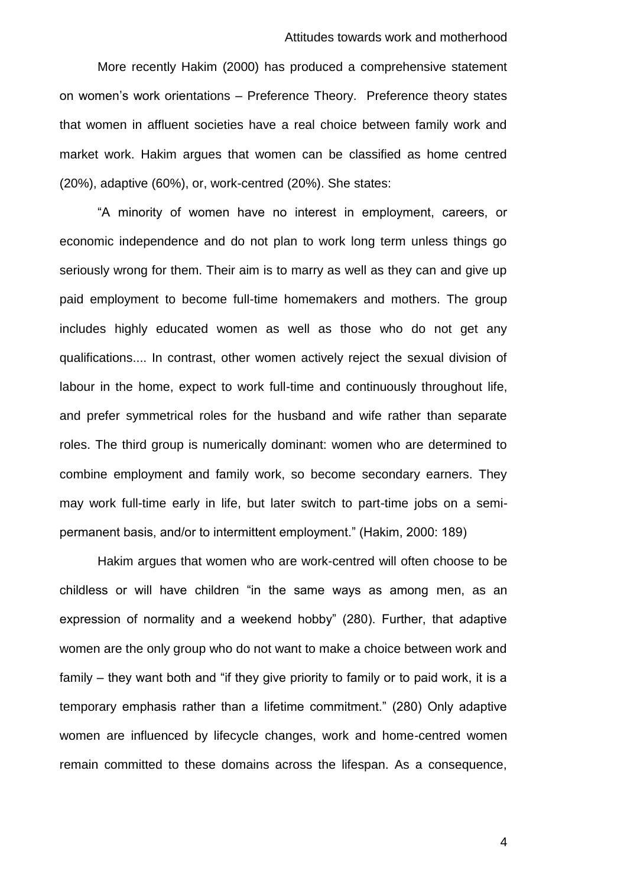More recently Hakim (2000) has produced a comprehensive statement on women's work orientations – Preference Theory. Preference theory states that women in affluent societies have a real choice between family work and market work. Hakim argues that women can be classified as home centred (20%), adaptive (60%), or, work-centred (20%). She states:

"A minority of women have no interest in employment, careers, or economic independence and do not plan to work long term unless things go seriously wrong for them. Their aim is to marry as well as they can and give up paid employment to become full-time homemakers and mothers. The group includes highly educated women as well as those who do not get any qualifications.... In contrast, other women actively reject the sexual division of labour in the home, expect to work full-time and continuously throughout life, and prefer symmetrical roles for the husband and wife rather than separate roles. The third group is numerically dominant: women who are determined to combine employment and family work, so become secondary earners. They may work full-time early in life, but later switch to part-time jobs on a semi-permanent basis, and/or to intermittent employment." (Hakim, 2000: 189)

Hakim argues that women who are work-centred will often choose to be childless or will have children "in the same ways as among men, as an expression of normality and a weekend hobby" (280). Further, that adaptive women are the only group who do not want to make a choice between work and family – they want both and "if they give priority to family or to paid work, it is a temporary emphasis rather than a lifetime commitment." (280) Only adaptive women are influenced by lifecycle changes, work and home-centred women remain committed to these domains across the lifespan. As a consequence,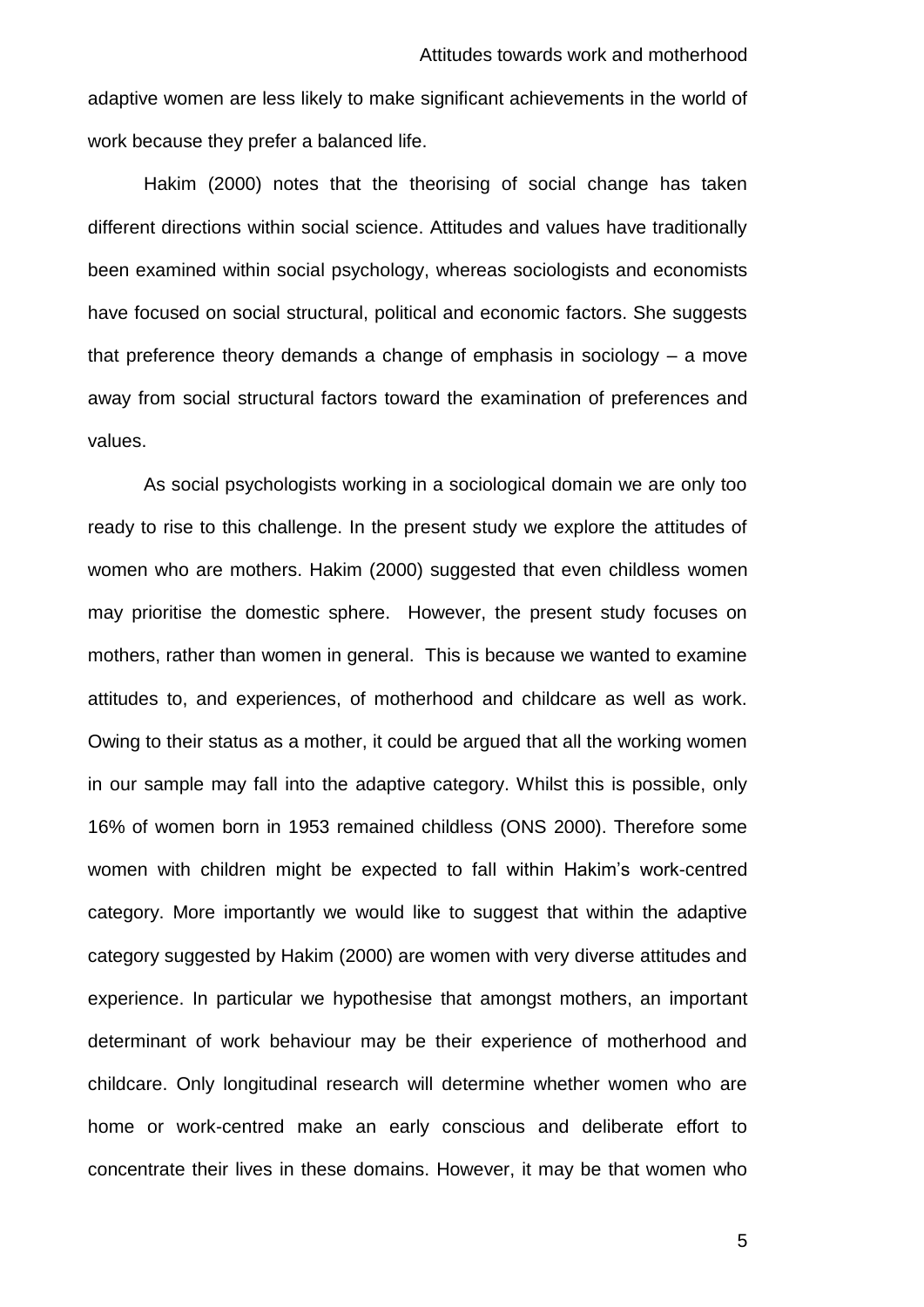adaptive women are less likely to make significant achievements in the world of work because they prefer a balanced life.

Hakim (2000) notes that the theorising of social change has taken different directions within social science. Attitudes and values have traditionally been examined within social psychology, whereas sociologists and economists have focused on social structural, political and economic factors. She suggests that preference theory demands a change of emphasis in sociology – a move away from social structural factors toward the examination of preferences and values.

As social psychologists working in a sociological domain we are only too ready to rise to this challenge. In the present study we explore the attitudes of women who are mothers. Hakim (2000) suggested that even childless women may prioritise the domestic sphere. However, the present study focuses on mothers, rather than women in general. This is because we wanted to examine attitudes to, and experiences, of motherhood and childcare as well as work. Owing to their status as a mother, it could be argued that all the working women in our sample may fall into the adaptive category. Whilst this is possible, only 16% of women born in 1953 remained childless (ONS 2000). Therefore some women with children might be expected to fall within Hakim's work-centred category. More importantly we would like to suggest that within the adaptive category suggested by Hakim (2000) are women with very diverse attitudes and experience. In particular we hypothesise that amongst mothers, an important determinant of work behaviour may be their experience of motherhood and childcare. Only longitudinal research will determine whether women who are home or work-centred make an early conscious and deliberate effort to concentrate their lives in these domains. However, it may be that women who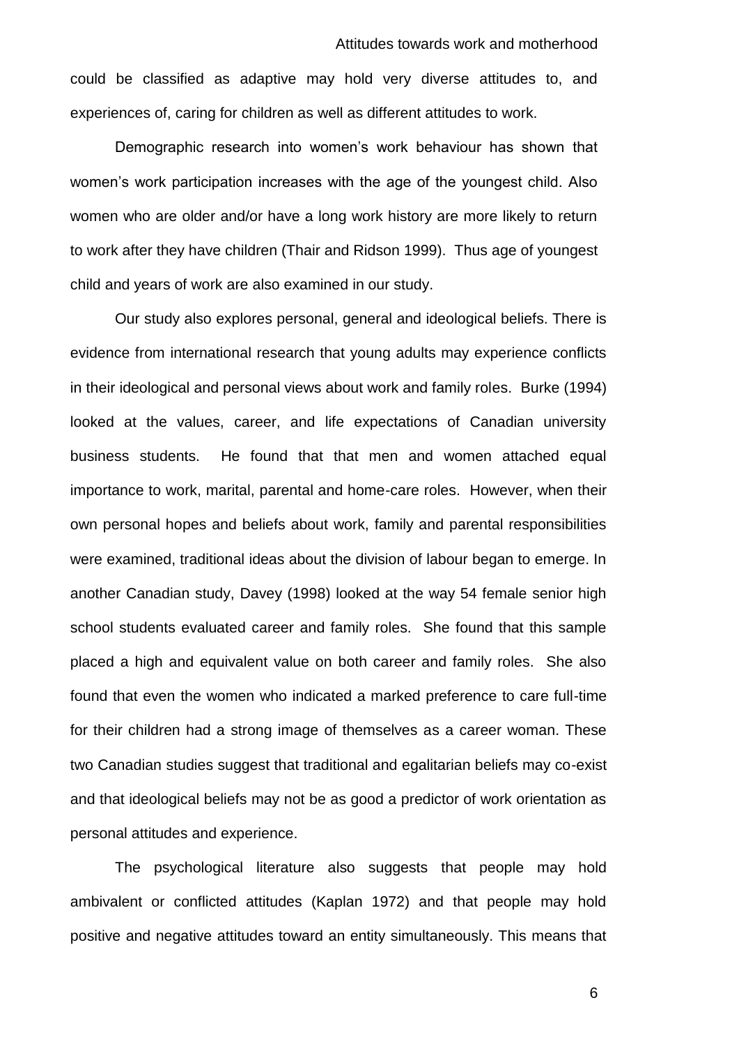could be classified as adaptive may hold very diverse attitudes to, and experiences of, caring for children as well as different attitudes to work.

Demographic research into women's work behaviour has shown that women's work participation increases with the age of the youngest child. Also women who are older and/or have a long work history are more likely to return to work after they have children (Thair and Ridson 1999). Thus age of youngest child and years of work are also examined in our study.

Our study also explores personal, general and ideological beliefs. There is evidence from international research that young adults may experience conflicts in their ideological and personal views about work and family roles. Burke (1994) looked at the values, career, and life expectations of Canadian university business students. He found that that men and women attached equal importance to work, marital, parental and home-care roles. However, when their own personal hopes and beliefs about work, family and parental responsibilities were examined, traditional ideas about the division of labour began to emerge. In another Canadian study, Davey (1998) looked at the way 54 female senior high school students evaluated career and family roles. She found that this sample placed a high and equivalent value on both career and family roles. She also found that even the women who indicated a marked preference to care full-time for their children had a strong image of themselves as a career woman. These two Canadian studies suggest that traditional and egalitarian beliefs may co-exist and that ideological beliefs may not be as good a predictor of work orientation as personal attitudes and experience.

The psychological literature also suggests that people may hold ambivalent or conflicted attitudes (Kaplan 1972) and that people may hold positive and negative attitudes toward an entity simultaneously. This means that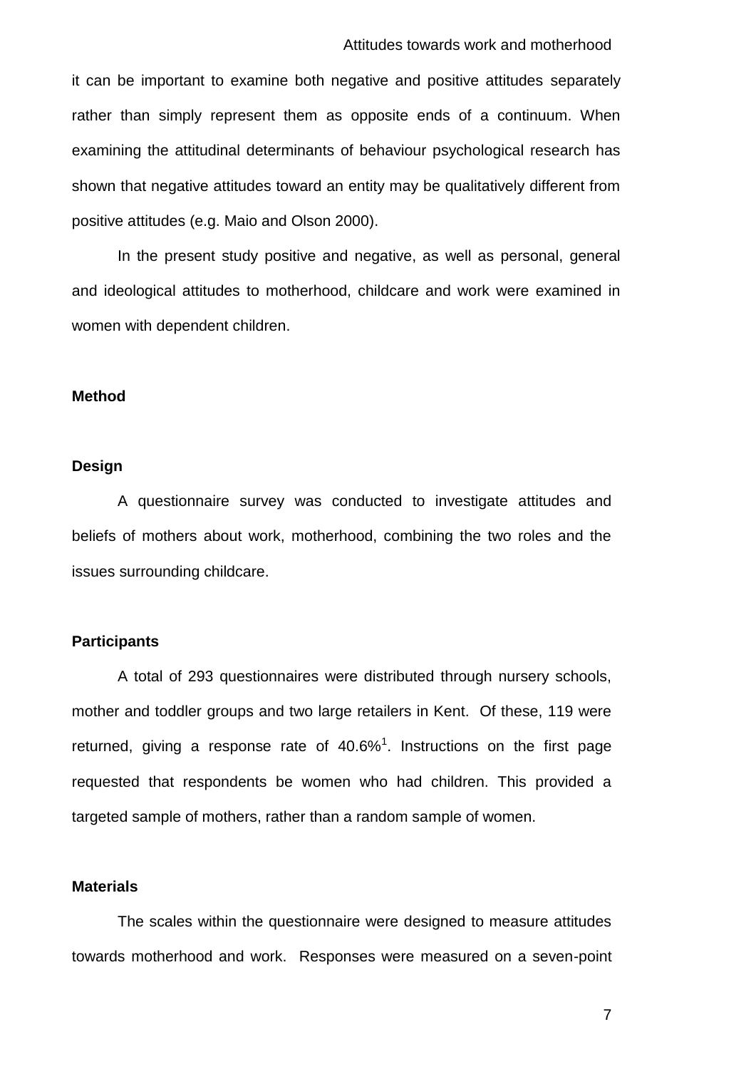it can be important to examine both negative and positive attitudes separately rather than simply represent them as opposite ends of a continuum. When examining the attitudinal determinants of behaviour psychological research has shown that negative attitudes toward an entity may be qualitatively different from positive attitudes (e.g. Maio and Olson 2000).

In the present study positive and negative, as well as personal, general and ideological attitudes to motherhood, childcare and work were examined in women with dependent children.

## Method

### Design

A questionnaire survey was conducted to investigate attitudes and beliefs of mothers about work, motherhood, combining the two roles and the issues surrounding childcare.

### Participants

A total of 293 questionnaires were distributed through nursery schools, mother and toddler groups and two large retailers in Kent. Of these, 119 were returned, giving a response rate of 40.6%[1]. Instructions on the first page requested that respondents be women who had children. This provided a targeted sample of mothers, rather than a random sample of women.

### Materials

The scales within the questionnaire were designed to measure attitudes towards motherhood and work. Responses were measured on a seven-point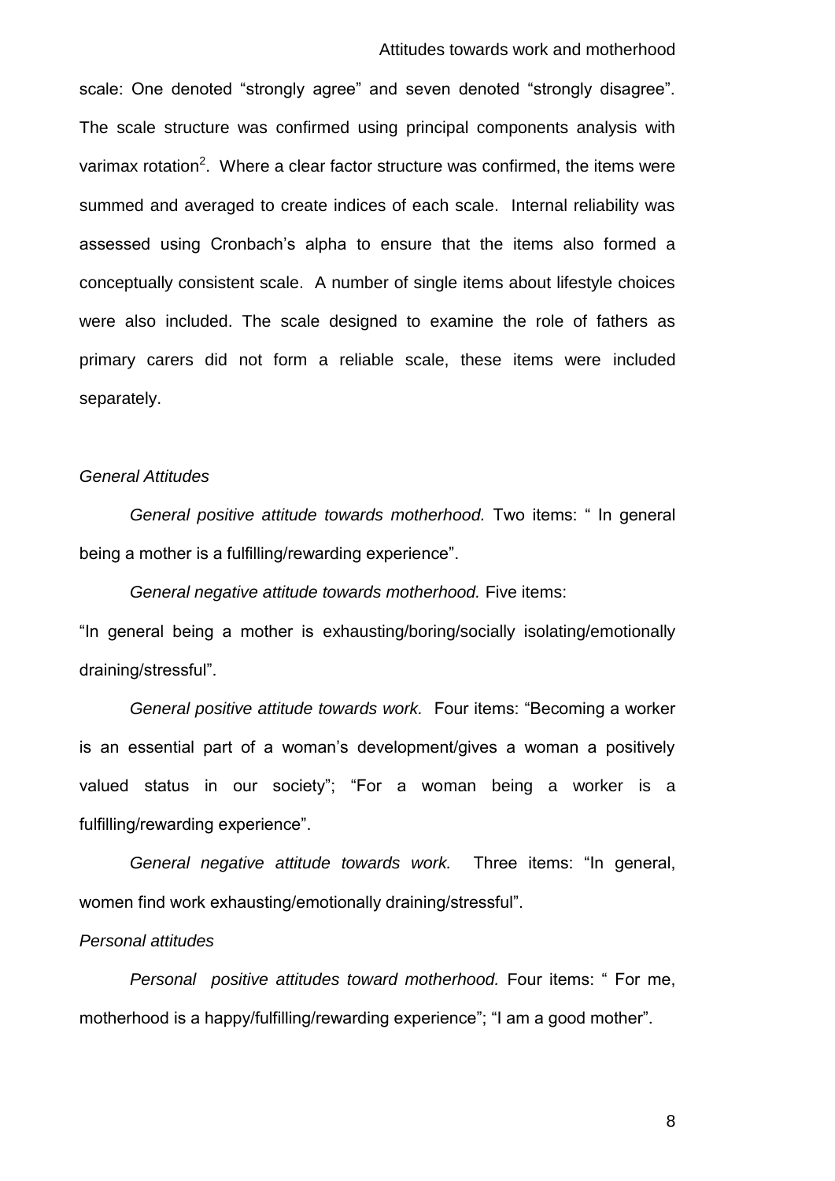scale: One denoted "strongly agree" and seven denoted "strongly disagree". The scale structure was confirmed using principal components analysis with varimax rotation[2]. Where a clear factor structure was confirmed, the items were summed and averaged to create indices of each scale. Internal reliability was assessed using Cronbach's alpha to ensure that the items also formed a conceptually consistent scale. A number of single items about lifestyle choices were also included. The scale designed to examine the role of fathers as primary carers did not form a reliable scale, these items were included separately.

*General Attitudes*

*General positive attitude towards motherhood.* Two items: " In general being a mother is a fulfilling/rewarding experience".

*General negative attitude towards motherhood.* Five items: "In general being a mother is exhausting/boring/socially isolating/emotionally draining/stressful".

*General positive attitude towards work.* Four items: "Becoming a worker is an essential part of a woman's development/gives a woman a positively valued status in our society"; "For a woman being a worker is a fulfilling/rewarding experience".

*General negative attitude towards work.* Three items: "In general, women find work exhausting/emotionally draining/stressful".

*Personal attitudes*

*Personal positive attitudes toward motherhood.* Four items: " For me, motherhood is a happy/fulfilling/rewarding experience"; "I am a good mother".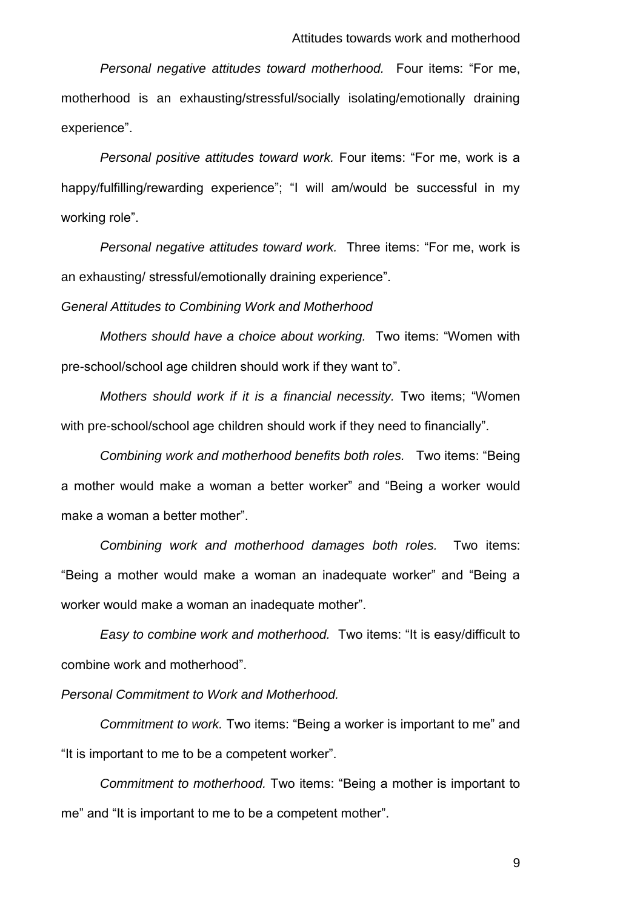*Personal negative attitudes toward motherhood.* Four items: "For me, motherhood is an exhausting/stressful/socially isolating/emotionally draining experience".

*Personal positive attitudes toward work.* Four items: "For me, work is a happy/fulfilling/rewarding experience"; "I will am/would be successful in my working role".

*Personal negative attitudes toward work.* Three items: "For me, work is an exhausting/ stressful/emotionally draining experience".

*General Attitudes to Combining Work and Motherhood*

*Mothers should have a choice about working.* Two items: "Women with pre-school/school age children should work if they want to".

*Mothers should work if it is a financial necessity.* Two items; "Women with pre-school/school age children should work if they need to financially".

*Combining work and motherhood benefits both roles.* Two items: "Being a mother would make a woman a better worker" and "Being a worker would make a woman a better mother".

*Combining work and motherhood damages both roles.* Two items: "Being a mother would make a woman an inadequate worker" and "Being a worker would make a woman an inadequate mother".

*Easy to combine work and motherhood.* Two items: "It is easy/difficult to combine work and motherhood".

*Personal Commitment to Work and Motherhood.*

*Commitment to work.* Two items: "Being a worker is important to me" and "It is important to me to be a competent worker".

*Commitment to motherhood.* Two items: "Being a mother is important to me" and "It is important to me to be a competent mother".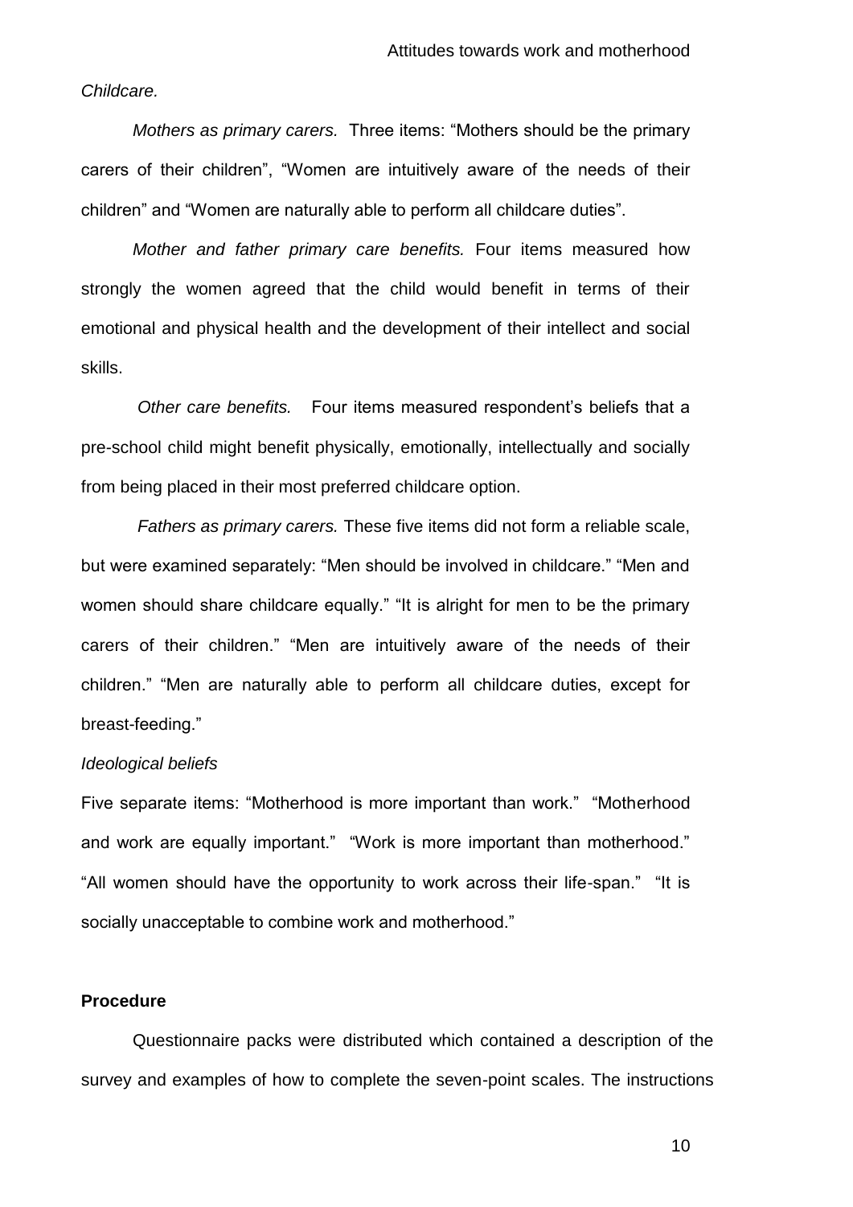*Childcare.*

*Mothers as primary carers.* Three items: "Mothers should be the primary carers of their children", "Women are intuitively aware of the needs of their children" and "Women are naturally able to perform all childcare duties".

*Mother and father primary care benefits.* Four items measured how strongly the women agreed that the child would benefit in terms of their emotional and physical health and the development of their intellect and social skills.

*Other care benefits.* Four items measured respondent's beliefs that a pre-school child might benefit physically, emotionally, intellectually and socially from being placed in their most preferred childcare option.

*Fathers as primary carers.* These five items did not form a reliable scale, but were examined separately: "Men should be involved in childcare." "Men and women should share childcare equally." "It is alright for men to be the primary carers of their children." "Men are intuitively aware of the needs of their children." "Men are naturally able to perform all childcare duties, except for breast-feeding."

*Ideological beliefs*

Five separate items: "Motherhood is more important than work." "Motherhood and work are equally important." "Work is more important than motherhood." "All women should have the opportunity to work across their life-span." "It is socially unacceptable to combine work and motherhood."

**Procedure**

Questionnaire packs were distributed which contained a description of the survey and examples of how to complete the seven-point scales. The instructions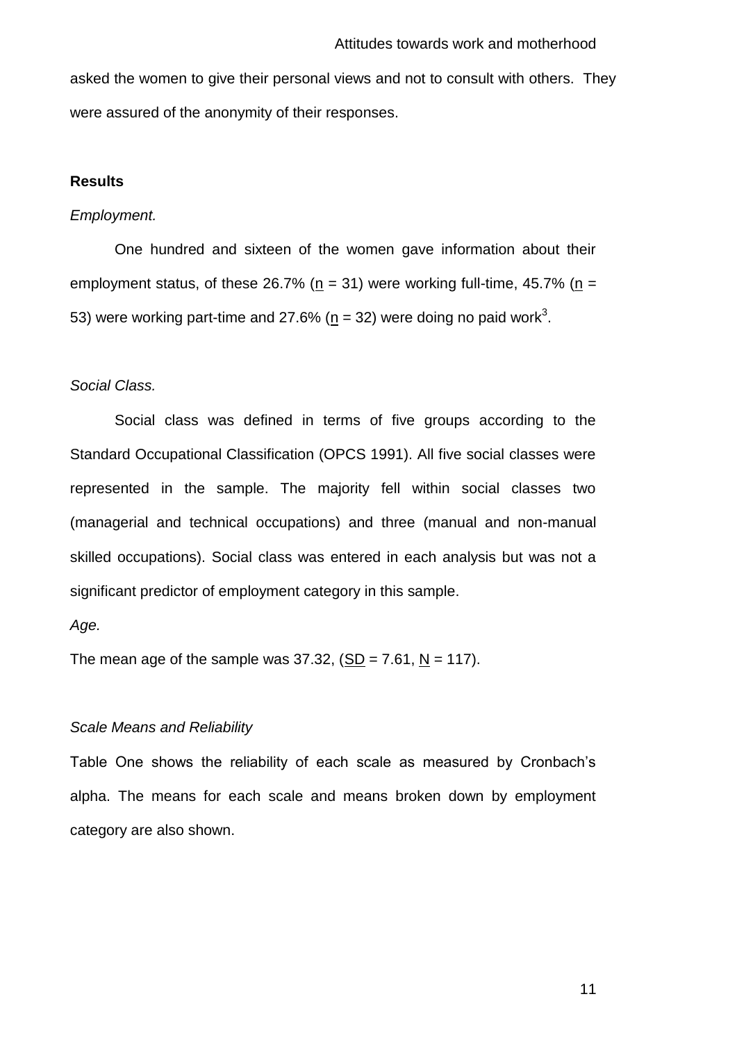asked the women to give their personal views and not to consult with others. They were assured of the anonymity of their responses.

## Results

*Employment.*

One hundred and sixteen of the women gave information about their employment status, of these 26.7% (n = 31) were working full-time, 45.7% (n = 53) were working part-time and 27.6% (n = 32) were doing no paid work[3].

*Social Class.*

Social class was defined in terms of five groups according to the Standard Occupational Classification (OPCS 1991). All five social classes were represented in the sample. The majority fell within social classes two (managerial and technical occupations) and three (manual and non-manual skilled occupations). Social class was entered in each analysis but was not a significant predictor of employment category in this sample.

*Age.*

The mean age of the sample was 37.32, (SD = 7.61, N = 117).

*Scale Means and Reliability*

Table One shows the reliability of each scale as measured by Cronbach's alpha. The means for each scale and means broken down by employment category are also shown.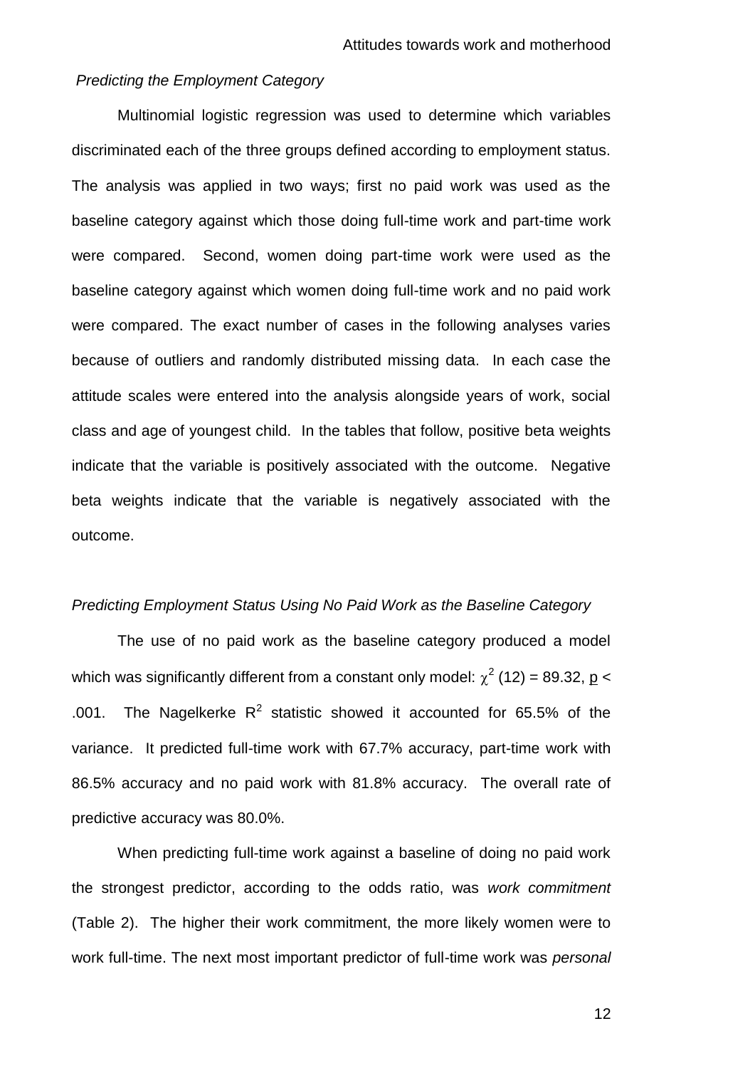*Predicting the Employment Category*

Multinomial logistic regression was used to determine which variables discriminated each of the three groups defined according to employment status. The analysis was applied in two ways; first no paid work was used as the baseline category against which those doing full-time work and part-time work were compared. Second, women doing part-time work were used as the baseline category against which women doing full-time work and no paid work were compared. The exact number of cases in the following analyses varies because of outliers and randomly distributed missing data. In each case the attitude scales were entered into the analysis alongside years of work, social class and age of youngest child. In the tables that follow, positive beta weights indicate that the variable is positively associated with the outcome. Negative beta weights indicate that the variable is negatively associated with the outcome.

*Predicting Employment Status Using No Paid Work as the Baseline Category*

The use of no paid work as the baseline category produced a model which was significantly different from a constant only model: $\chi^2$ (12) = 89.32, $p < .001$. The Nagelkerke $R^2$ statistic showed it accounted for 65.5% of the variance. It predicted full-time work with 67.7% accuracy, part-time work with 86.5% accuracy and no paid work with 81.8% accuracy. The overall rate of predictive accuracy was 80.0%.

When predicting full-time work against a baseline of doing no paid work the strongest predictor, according to the odds ratio, was *work commitment* (Table 2). The higher their work commitment, the more likely women were to work full-time. The next most important predictor of full-time work was *personal*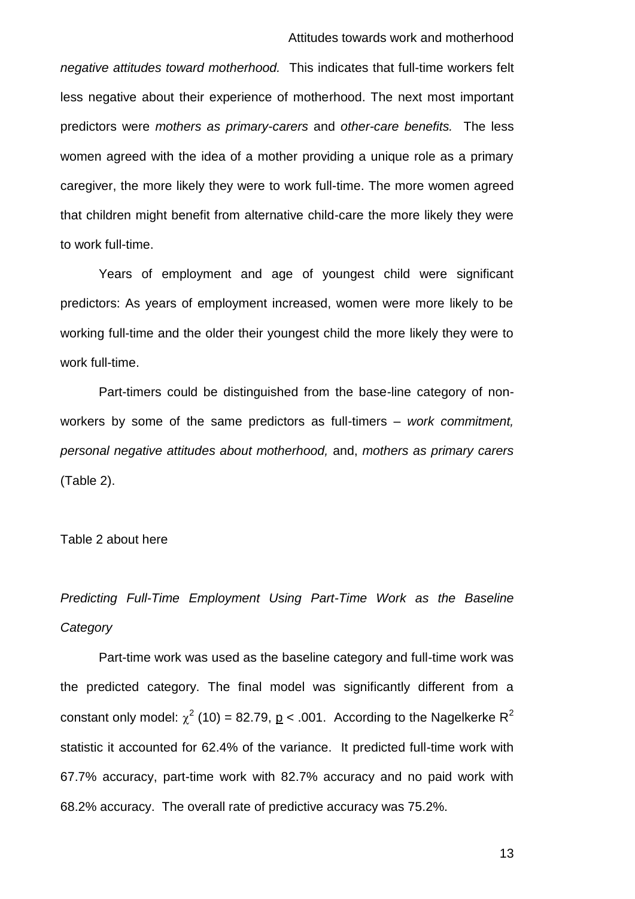*negative attitudes toward motherhood.* This indicates that full-time workers felt less negative about their experience of motherhood. The next most important predictors were *mothers as primary-carers* and *other-care benefits.* The less women agreed with the idea of a mother providing a unique role as a primary caregiver, the more likely they were to work full-time. The more women agreed that children might benefit from alternative child-care the more likely they were to work full-time.

Years of employment and age of youngest child were significant predictors: As years of employment increased, women were more likely to be working full-time and the older their youngest child the more likely they were to work full-time.

Part-timers could be distinguished from the base-line category of non-workers by some of the same predictors as full-timers – *work commitment, personal negative attitudes about motherhood,* and, *mothers as primary carers* (Table 2).

Table 2 about here

*Predicting Full-Time Employment Using Part-Time Work as the Baseline Category*

Part-time work was used as the baseline category and full-time work was the predicted category. The final model was significantly different from a constant only model: $\chi^2$ (10) = 82.79, $p < .001$. According to the Nagelkerke $R^2$ statistic it accounted for 62.4% of the variance. It predicted full-time work with 67.7% accuracy, part-time work with 82.7% accuracy and no paid work with 68.2% accuracy. The overall rate of predictive accuracy was 75.2%.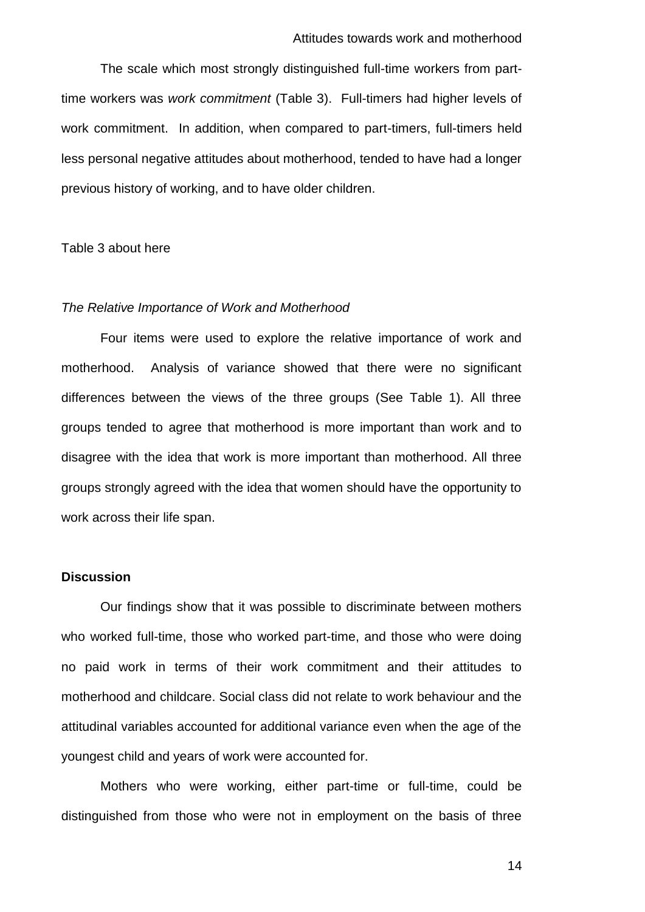The scale which most strongly distinguished full-time workers from part-time workers was *work commitment* (Table 3). Full-timers had higher levels of work commitment. In addition, when compared to part-timers, full-timers held less personal negative attitudes about motherhood, tended to have had a longer previous history of working, and to have older children.

Table 3 about here

*The Relative Importance of Work and Motherhood*

Four items were used to explore the relative importance of work and motherhood. Analysis of variance showed that there were no significant differences between the views of the three groups (See Table 1). All three groups tended to agree that motherhood is more important than work and to disagree with the idea that work is more important than motherhood. All three groups strongly agreed with the idea that women should have the opportunity to work across their life span.

**Discussion**

Our findings show that it was possible to discriminate between mothers who worked full-time, those who worked part-time, and those who were doing no paid work in terms of their work commitment and their attitudes to motherhood and childcare. Social class did not relate to work behaviour and the attitudinal variables accounted for additional variance even when the age of the youngest child and years of work were accounted for.

Mothers who were working, either part-time or full-time, could be distinguished from those who were not in employment on the basis of three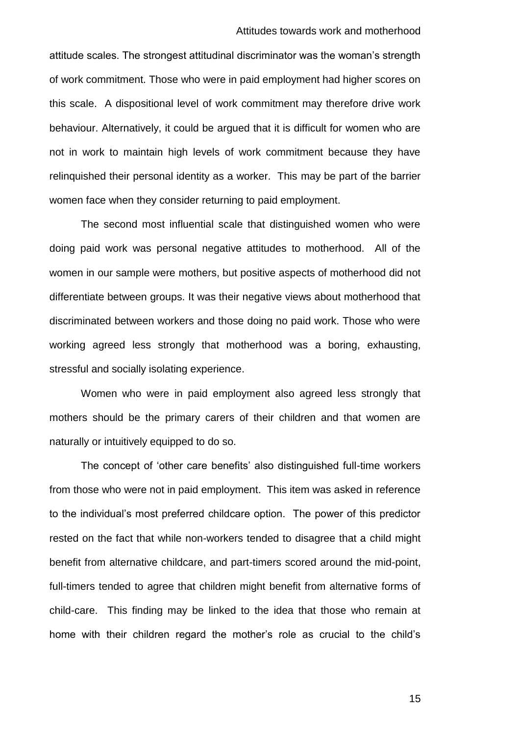attitude scales. The strongest attitudinal discriminator was the woman's strength of work commitment. Those who were in paid employment had higher scores on this scale. A dispositional level of work commitment may therefore drive work behaviour. Alternatively, it could be argued that it is difficult for women who are not in work to maintain high levels of work commitment because they have relinquished their personal identity as a worker. This may be part of the barrier women face when they consider returning to paid employment.

The second most influential scale that distinguished women who were doing paid work was personal negative attitudes to motherhood. All of the women in our sample were mothers, but positive aspects of motherhood did not differentiate between groups. It was their negative views about motherhood that discriminated between workers and those doing no paid work. Those who were working agreed less strongly that motherhood was a boring, exhausting, stressful and socially isolating experience.

Women who were in paid employment also agreed less strongly that mothers should be the primary carers of their children and that women are naturally or intuitively equipped to do so.

The concept of 'other care benefits' also distinguished full-time workers from those who were not in paid employment. This item was asked in reference to the individual's most preferred childcare option. The power of this predictor rested on the fact that while non-workers tended to disagree that a child might benefit from alternative childcare, and part-timers scored around the mid-point, full-timers tended to agree that children might benefit from alternative forms of child-care. This finding may be linked to the idea that those who remain at home with their children regard the mother's role as crucial to the child's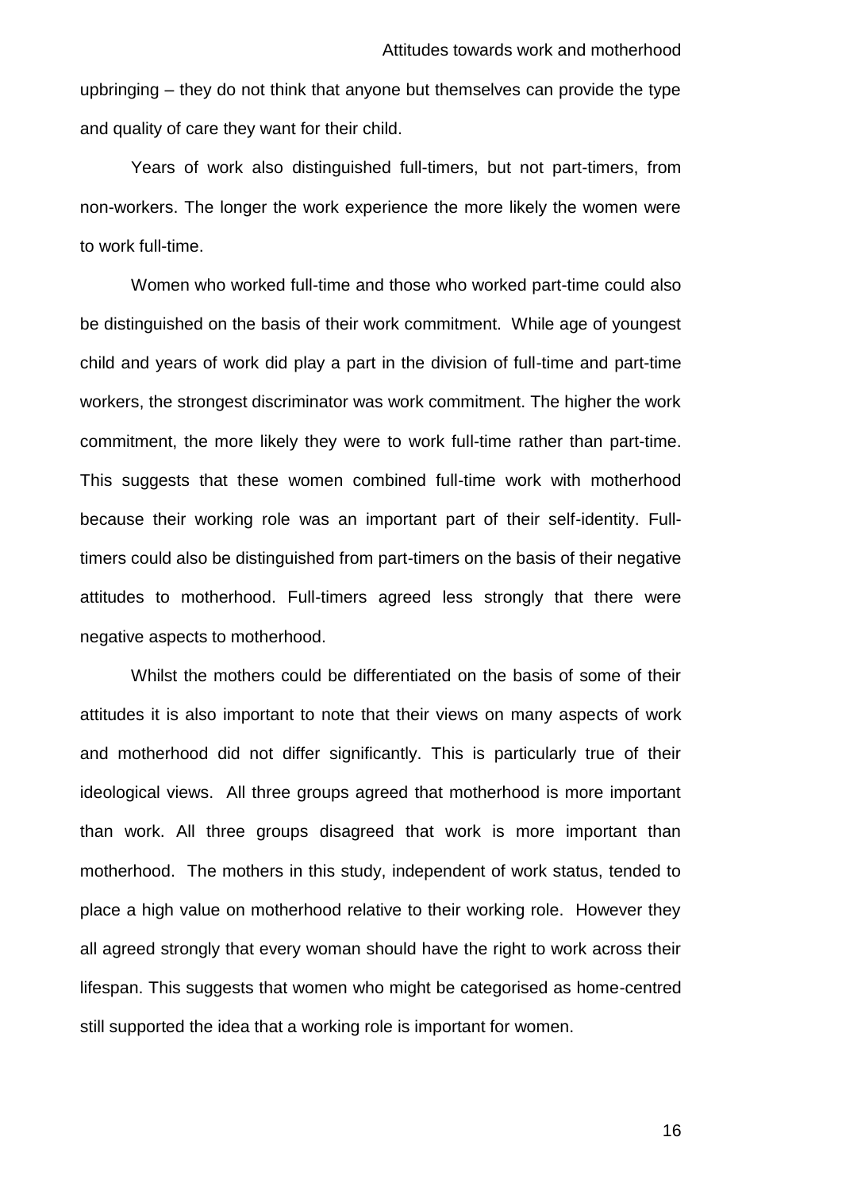upbringing – they do not think that anyone but themselves can provide the type and quality of care they want for their child.

Years of work also distinguished full-timers, but not part-timers, from non-workers. The longer the work experience the more likely the women were to work full-time.

Women who worked full-time and those who worked part-time could also be distinguished on the basis of their work commitment. While age of youngest child and years of work did play a part in the division of full-time and part-time workers, the strongest discriminator was work commitment. The higher the work commitment, the more likely they were to work full-time rather than part-time. This suggests that these women combined full-time work with motherhood because their working role was an important part of their self-identity. Full-timers could also be distinguished from part-timers on the basis of their negative attitudes to motherhood. Full-timers agreed less strongly that there were negative aspects to motherhood.

Whilst the mothers could be differentiated on the basis of some of their attitudes it is also important to note that their views on many aspects of work and motherhood did not differ significantly. This is particularly true of their ideological views. All three groups agreed that motherhood is more important than work. All three groups disagreed that work is more important than motherhood. The mothers in this study, independent of work status, tended to place a high value on motherhood relative to their working role. However they all agreed strongly that every woman should have the right to work across their lifespan. This suggests that women who might be categorised as home-centred still supported the idea that a working role is important for women.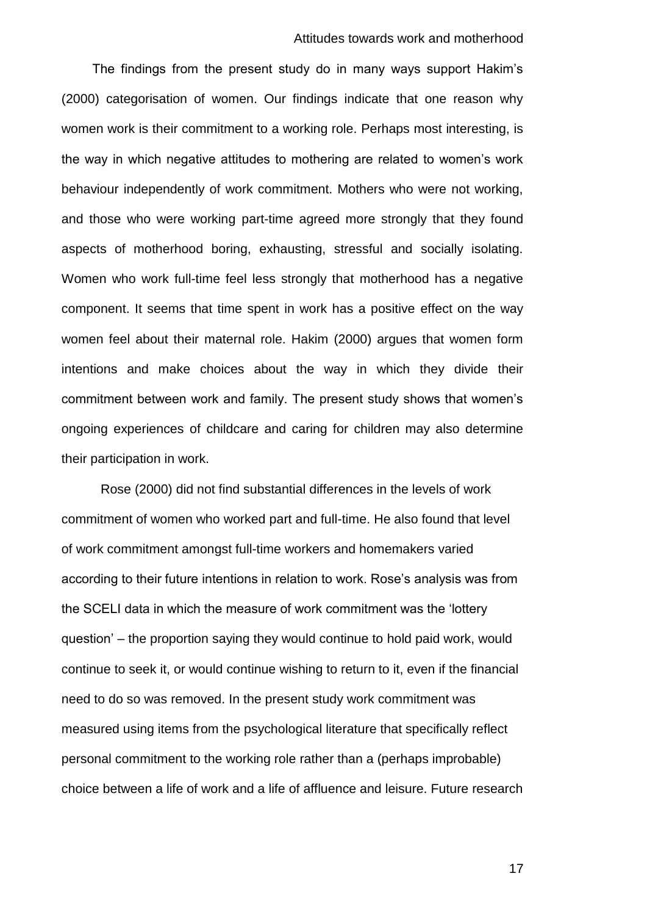The findings from the present study do in many ways support Hakim's (2000) categorisation of women. Our findings indicate that one reason why women work is their commitment to a working role. Perhaps most interesting, is the way in which negative attitudes to mothering are related to women's work behaviour independently of work commitment. Mothers who were not working, and those who were working part-time agreed more strongly that they found aspects of motherhood boring, exhausting, stressful and socially isolating. Women who work full-time feel less strongly that motherhood has a negative component. It seems that time spent in work has a positive effect on the way women feel about their maternal role. Hakim (2000) argues that women form intentions and make choices about the way in which they divide their commitment between work and family. The present study shows that women's ongoing experiences of childcare and caring for children may also determine their participation in work.

Rose (2000) did not find substantial differences in the levels of work commitment of women who worked part and full-time. He also found that level of work commitment amongst full-time workers and homemakers varied according to their future intentions in relation to work. Rose's analysis was from the SCELI data in which the measure of work commitment was the 'lottery question' – the proportion saying they would continue to hold paid work, would continue to seek it, or would continue wishing to return to it, even if the financial need to do so was removed. In the present study work commitment was measured using items from the psychological literature that specifically reflect personal commitment to the working role rather than a (perhaps improbable) choice between a life of work and a life of affluence and leisure. Future research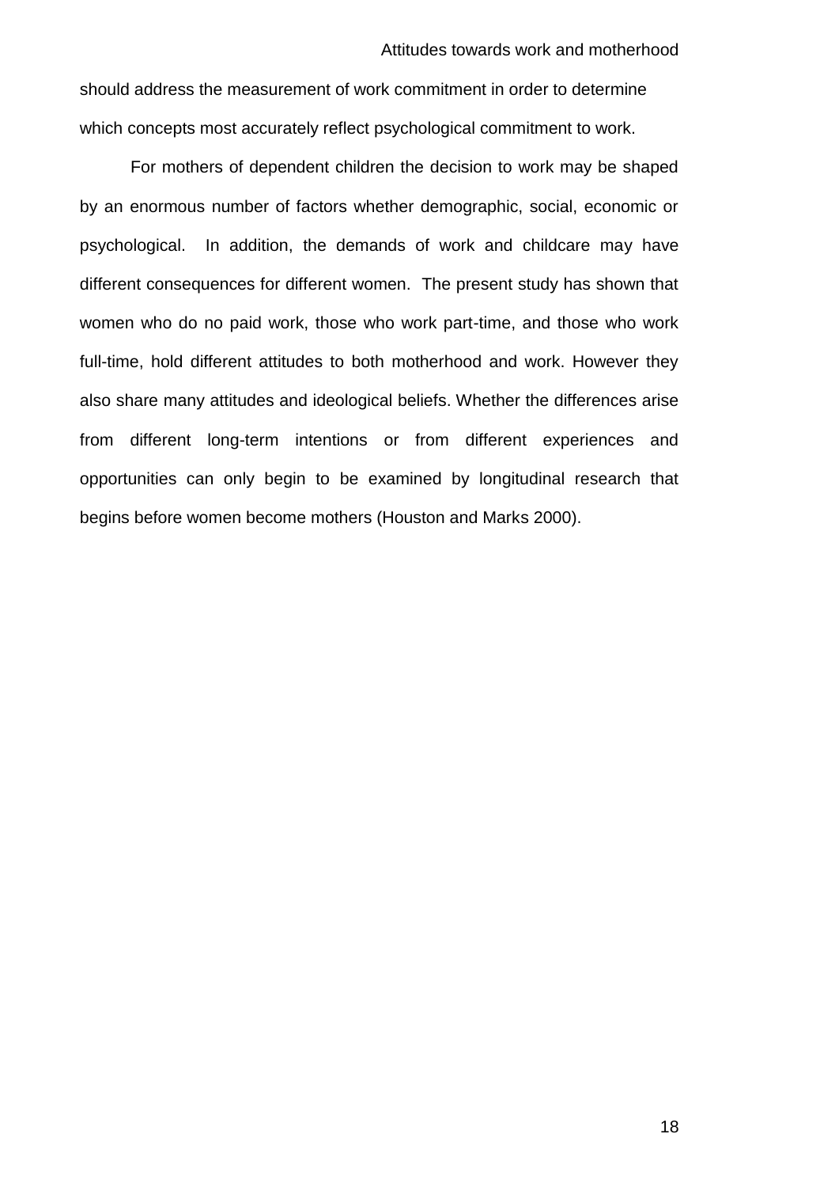should address the measurement of work commitment in order to determine which concepts most accurately reflect psychological commitment to work.

For mothers of dependent children the decision to work may be shaped by an enormous number of factors whether demographic, social, economic or psychological. In addition, the demands of work and childcare may have different consequences for different women. The present study has shown that women who do no paid work, those who work part-time, and those who work full-time, hold different attitudes to both motherhood and work. However they also share many attitudes and ideological beliefs. Whether the differences arise from different long-term intentions or from different experiences and opportunities can only begin to be examined by longitudinal research that begins before women become mothers (Houston and Marks 2000).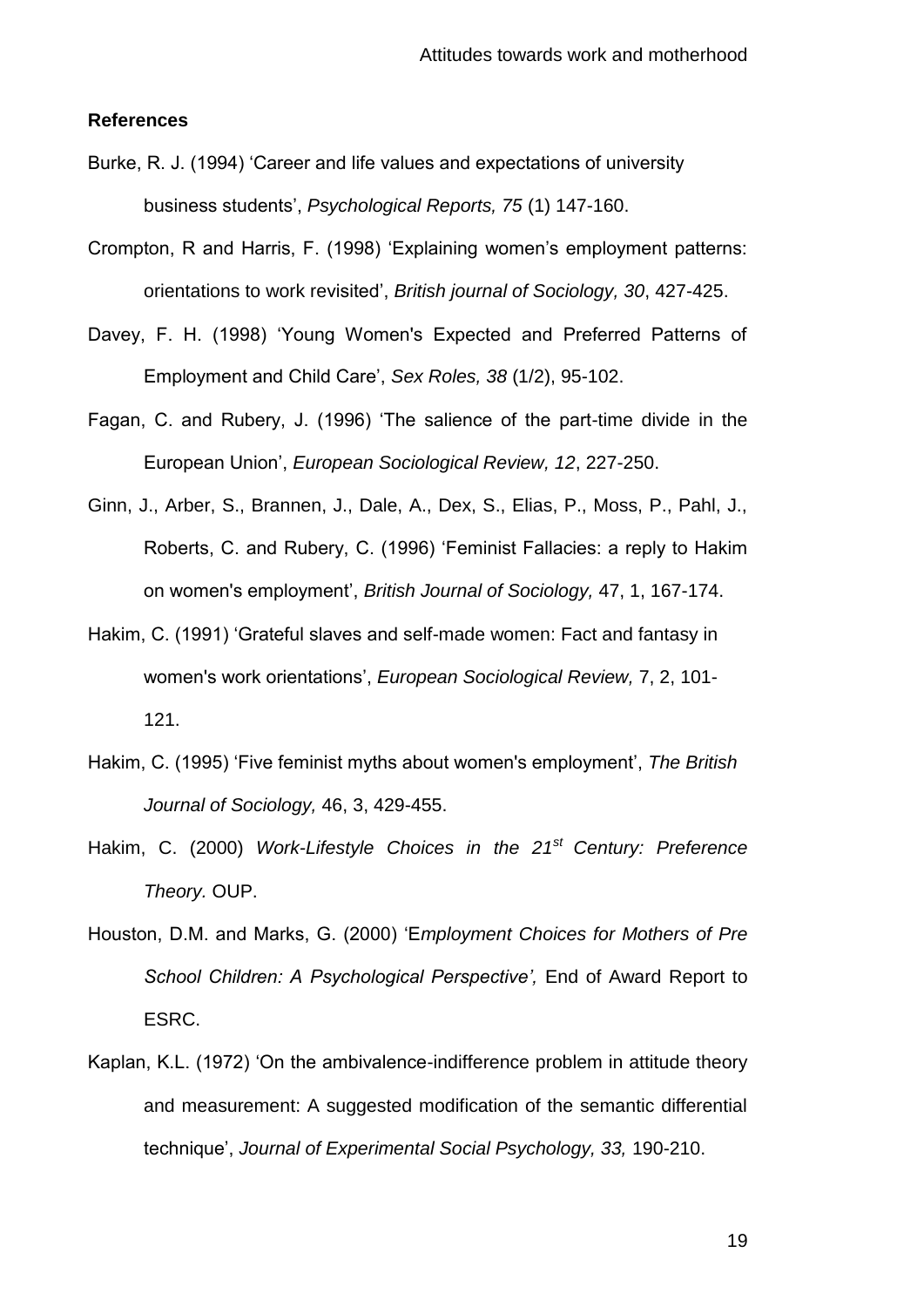**References**

Burke, R. J. (1994) 'Career and life values and expectations of university business students', *Psychological Reports, 75* (1) 147-160.

Crompton, R and Harris, F. (1998) 'Explaining women's employment patterns: orientations to work revisited', *British journal of Sociology, 30*, 427-425.

Davey, F. H. (1998) 'Young Women's Expected and Preferred Patterns of Employment and Child Care', *Sex Roles, 38* (1/2), 95-102.

Fagan, C. and Rubery, J. (1996) 'The salience of the part-time divide in the European Union', *European Sociological Review, 12*, 227-250.

Ginn, J., Arber, S., Brannen, J., Dale, A., Dex, S., Elias, P., Moss, P., Pahl, J., Roberts, C. and Rubery, C. (1996) 'Feminist Fallacies: a reply to Hakim on women's employment', *British Journal of Sociology,* 47, 1, 167-174.

Hakim, C. (1991) 'Grateful slaves and self-made women: Fact and fantasy in women's work orientations', *European Sociological Review,* 7, 2, 101-121.

Hakim, C. (1995) 'Five feminist myths about women's employment', *The British Journal of Sociology,* 46, 3, 429-455.

Hakim, C. (2000) *Work-Lifestyle Choices in the 21st Century: Preference Theory.* OUP.

Houston, D.M. and Marks, G. (2000) 'E*mployment Choices for Mothers of Pre School Children: A Psychological Perspective',* End of Award Report to ESRC.

Kaplan, K.L. (1972) 'On the ambivalence-indifference problem in attitude theory and measurement: A suggested modification of the semantic differential technique', *Journal of Experimental Social Psychology, 33,* 190-210.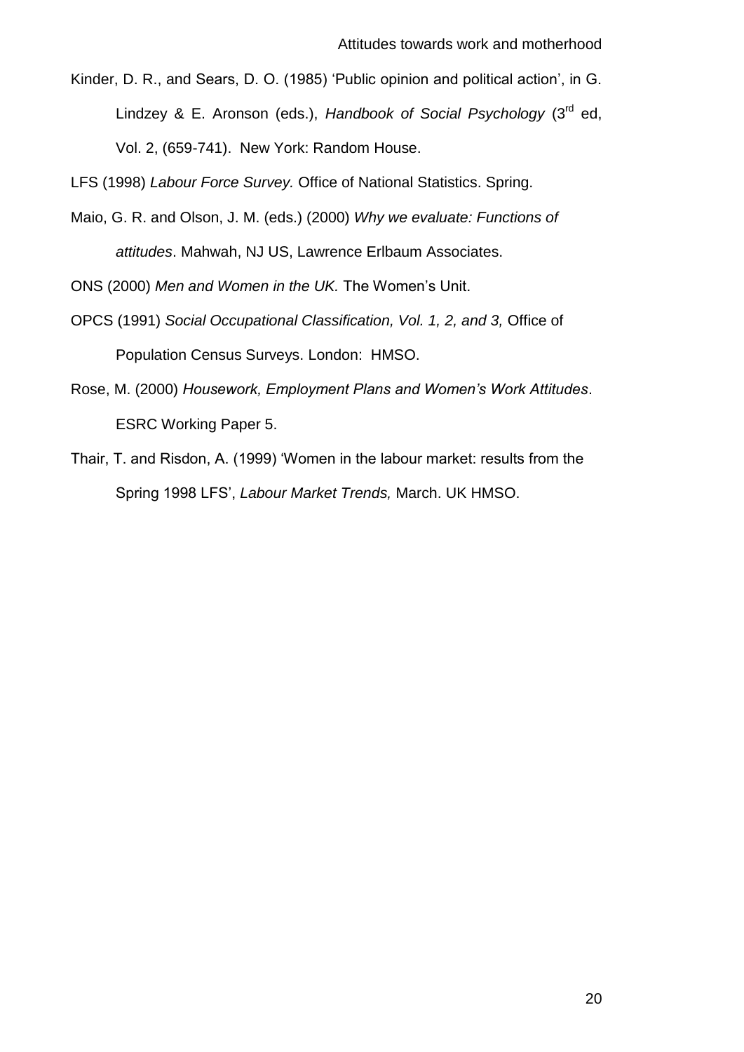Kinder, D. R., and Sears, D. O. (1985) 'Public opinion and political action', in G. Lindzey & E. Aronson (eds.), *Handbook of Social Psychology* (3rd ed, Vol. 2, (659-741). New York: Random House.

LFS (1998) *Labour Force Survey.* Office of National Statistics. Spring.

Maio, G. R. and Olson, J. M. (eds.) (2000) *Why we evaluate: Functions of attitudes*. Mahwah, NJ US, Lawrence Erlbaum Associates.

ONS (2000) *Men and Women in the UK.* The Women's Unit.

OPCS (1991) *Social Occupational Classification, Vol. 1, 2, and 3,* Office of Population Census Surveys. London: HMSO.

Rose, M. (2000) *Housework, Employment Plans and Women's Work Attitudes*. ESRC Working Paper 5.

Thair, T. and Risdon, A. (1999) 'Women in the labour market: results from the Spring 1998 LFS', *Labour Market Trends,* March. UK HMSO.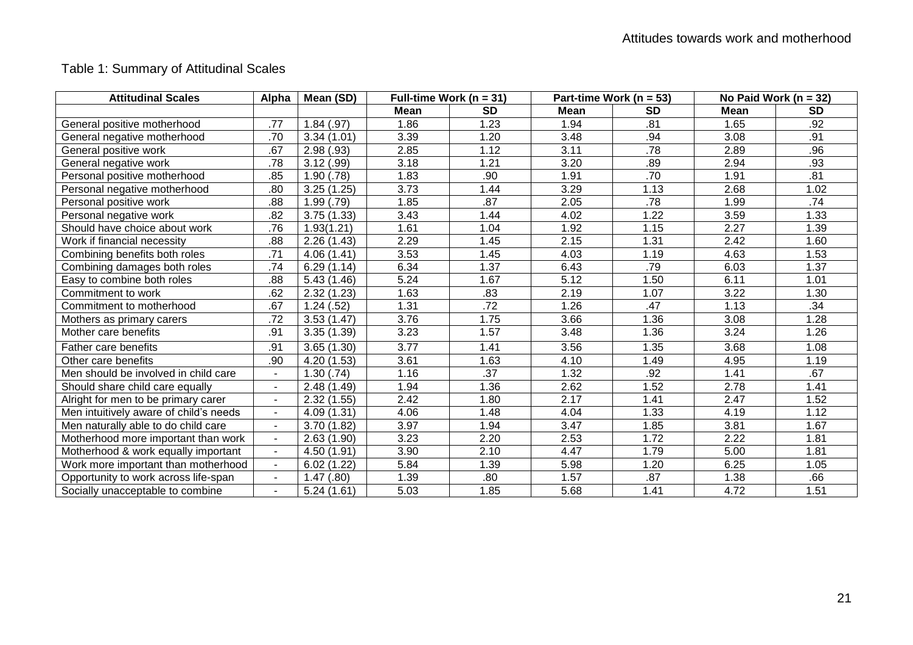Table 1: Summary of Attitudinal Scales

| Attitudinal Scales | Alpha | Mean (SD) | Full-time Work (n = 31) | | Part-time Work (n = 53) | | No Paid Work (n = 32) | |
|---|---|---|---|---|---|---|---|---|
| | | | Mean | SD | Mean | SD | Mean | SD |
| General positive motherhood | .77 | 1.84 (.97) | 1.86 | 1.23 | 1.94 | .81 | 1.65 | .92 |
| General negative motherhood | .70 | 3.34 (1.01) | 3.39 | 1.20 | 3.48 | .94 | 3.08 | .91 |
| General positive work | .67 | 2.98 (.93) | 2.85 | 1.12 | 3.11 | .78 | 2.89 | .96 |
| General negative work | .78 | 3.12 (.99) | 3.18 | 1.21 | 3.20 | .89 | 2.94 | .93 |
| Personal positive motherhood | .85 | 1.90 (.78) | 1.83 | .90 | 1.91 | .70 | 1.91 | .81 |
| Personal negative motherhood | .80 | 3.25 (1.25) | 3.73 | 1.44 | 3.29 | 1.13 | 2.68 | 1.02 |
| Personal positive work | .88 | 1.99 (.79) | 1.85 | .87 | 2.05 | .78 | 1.99 | .74 |
| Personal negative work | .82 | 3.75 (1.33) | 3.43 | 1.44 | 4.02 | 1.22 | 3.59 | 1.33 |
| Should have choice about work | .76 | 1.93(1.21) | 1.61 | 1.04 | 1.92 | 1.15 | 2.27 | 1.39 |
| Work if financial necessity | .88 | 2.26 (1.43) | 2.29 | 1.45 | 2.15 | 1.31 | 2.42 | 1.60 |
| Combining benefits both roles | .71 | 4.06 (1.41) | 3.53 | 1.45 | 4.03 | 1.19 | 4.63 | 1.53 |
| Combining damages both roles | .74 | 6.29 (1.14) | 6.34 | 1.37 | 6.43 | .79 | 6.03 | 1.37 |
| Easy to combine both roles | .88 | 5.43 (1.46) | 5.24 | 1.67 | 5.12 | 1.50 | 6.11 | 1.01 |
| Commitment to work | .62 | 2.32 (1.23) | 1.63 | .83 | 2.19 | 1.07 | 3.22 | 1.30 |
| Commitment to motherhood | .67 | 1.24 (.52) | 1.31 | .72 | 1.26 | .47 | 1.13 | .34 |
| Mothers as primary carers | .72 | 3.53 (1.47) | 3.76 | 1.75 | 3.66 | 1.36 | 3.08 | 1.28 |
| Mother care benefits | .91 | 3.35 (1.39) | 3.23 | 1.57 | 3.48 | 1.36 | 3.24 | 1.26 |
| Father care benefits | .91 | 3.65 (1.30) | 3.77 | 1.41 | 3.56 | 1.35 | 3.68 | 1.08 |
| Other care benefits | .90 | 4.20 (1.53) | 3.61 | 1.63 | 4.10 | 1.49 | 4.95 | 1.19 |
| Men should be involved in child care | - | 1.30 (.74) | 1.16 | .37 | 1.32 | .92 | 1.41 | .67 |
| Should share child care equally | - | 2.48 (1.49) | 1.94 | 1.36 | 2.62 | 1.52 | 2.78 | 1.41 |
| Alright for men to be primary carer | - | 2.32 (1.55) | 2.42 | 1.80 | 2.17 | 1.41 | 2.47 | 1.52 |
| Men intuitively aware of child's needs | - | 4.09 (1.31) | 4.06 | 1.48 | 4.04 | 1.33 | 4.19 | 1.12 |
| Men naturally able to do child care | - | 3.70 (1.82) | 3.97 | 1.94 | 3.47 | 1.85 | 3.81 | 1.67 |
| Motherhood more important than work | - | 2.63 (1.90) | 3.23 | 2.20 | 2.53 | 1.72 | 2.22 | 1.81 |
| Motherhood & work equally important | - | 4.50 (1.91) | 3.90 | 2.10 | 4.47 | 1.79 | 5.00 | 1.81 |
| Work more important than motherhood | - | 6.02 (1.22) | 5.84 | 1.39 | 5.98 | 1.20 | 6.25 | 1.05 |
| Opportunity to work across life-span | - | 1.47 (.80) | 1.39 | .80 | 1.57 | .87 | 1.38 | .66 |
| Socially unacceptable to combine | - | 5.24 (1.61) | 5.03 | 1.85 | 5.68 | 1.41 | 4.72 | 1.51 |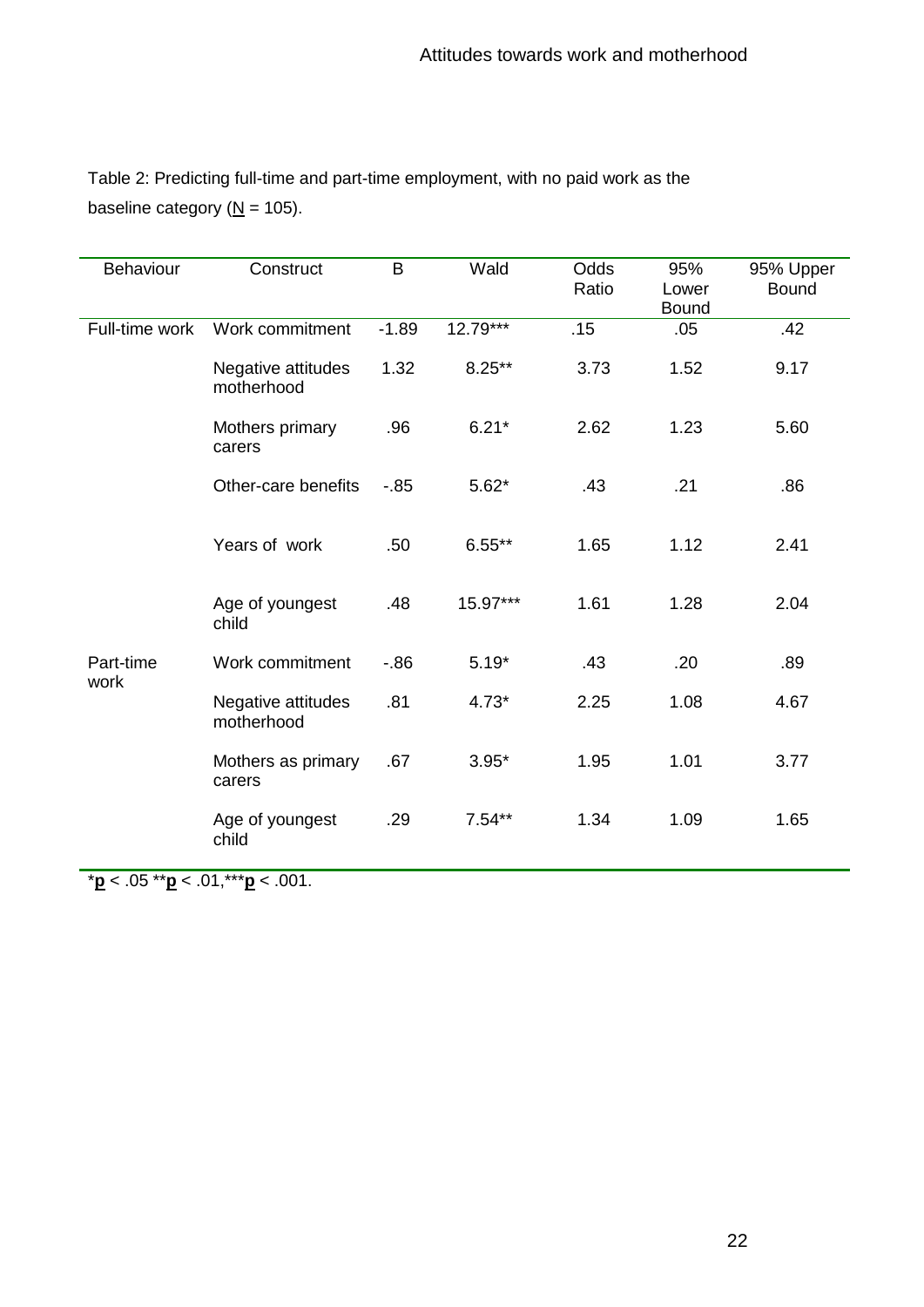Table 2: Predicting full-time and part-time employment, with no paid work as the baseline category (N = 105).

| Behaviour | Construct | B | Wald | Odds Ratio | 95% Lower Bound | 95% Upper Bound |
|---|---|---|---|---|---|---|
| Full-time work | Work commitment | -1.89 | 12.79*** | .15 | .05 | .42 |
| | Negative attitudes motherhood | 1.32 | 8.25** | 3.73 | 1.52 | 9.17 |
| | Mothers primary carers | .96 | 6.21* | 2.62 | 1.23 | 5.60 |
| | Other-care benefits | -.85 | 5.62* | .43 | .21 | .86 |
| | Years of work | .50 | 6.55** | 1.65 | 1.12 | 2.41 |
| | Age of youngest child | .48 | 15.97*** | 1.61 | 1.28 | 2.04 |
| Part-time work | Work commitment | -.86 | 5.19* | .43 | .20 | .89 |
| | Negative attitudes motherhood | .81 | 4.73* | 2.25 | 1.08 | 4.67 |
| | Mothers as primary carers | .67 | 3.95* | 1.95 | 1.01 | 3.77 |
| | Age of youngest child | .29 | 7.54** | 1.34 | 1.09 | 1.65 |

*$p < .05$ **$p < .01$, ***$p < .001$.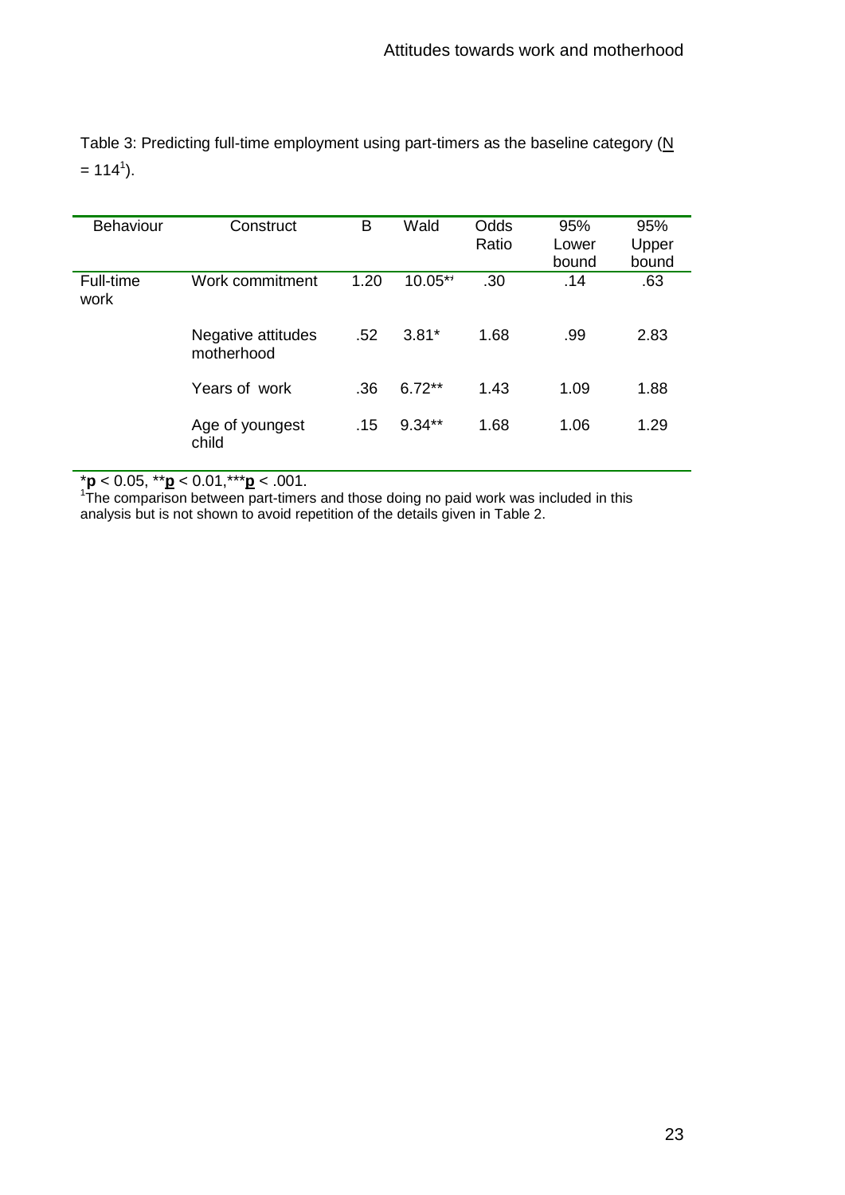Table 3: Predicting full-time employment using part-timers as the baseline category (N = 114[1]).

| Behaviour | Construct | B | Wald | Odds Ratio | 95% Lower bound | 95% Upper bound |
|---|---|---|---|---|---|---|
| Full-time work | Work commitment | 1.20 | 10.05** | .30 | .14 | .63 |
| | Negative attitudes motherhood | .52 | 3.81* | 1.68 | .99 | 2.83 |
| | Years of work | .36 | 6.72** | 1.43 | 1.09 | 1.88 |
| | Age of youngest child | .15 | 9.34** | 1.68 | 1.06 | 1.29 |

*p < 0.05, **p < 0.01, ***p < .001.

[1]The comparison between part-timers and those doing no paid work was included in this analysis but is not shown to avoid repetition of the details given in Table 2.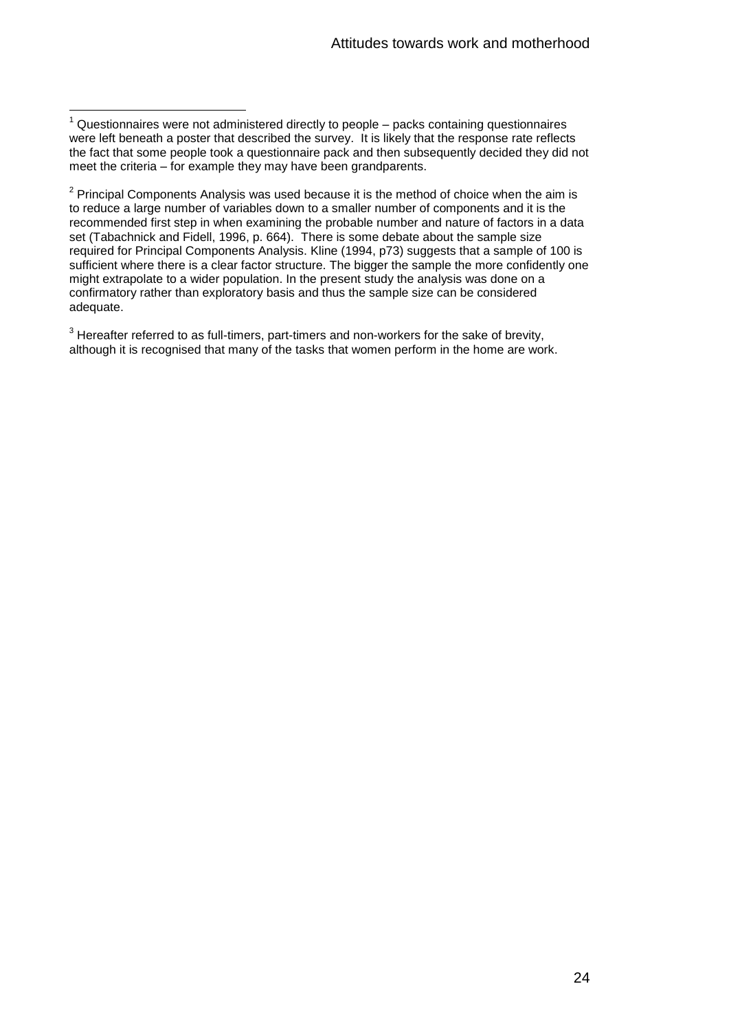[1] Questionnaires were not administered directly to people – packs containing questionnaires were left beneath a poster that described the survey. It is likely that the response rate reflects the fact that some people took a questionnaire pack and then subsequently decided they did not meet the criteria – for example they may have been grandparents.

[2] Principal Components Analysis was used because it is the method of choice when the aim is to reduce a large number of variables down to a smaller number of components and it is the recommended first step in when examining the probable number and nature of factors in a data set (Tabachnick and Fidell, 1996, p. 664). There is some debate about the sample size required for Principal Components Analysis. Kline (1994, p73) suggests that a sample of 100 is sufficient where there is a clear factor structure. The bigger the sample the more confidently one might extrapolate to a wider population. In the present study the analysis was done on a confirmatory rather than exploratory basis and thus the sample size can be considered adequate.

[3] Hereafter referred to as full-timers, part-timers and non-workers for the sake of brevity, although it is recognised that many of the tasks that women perform in the home are work.